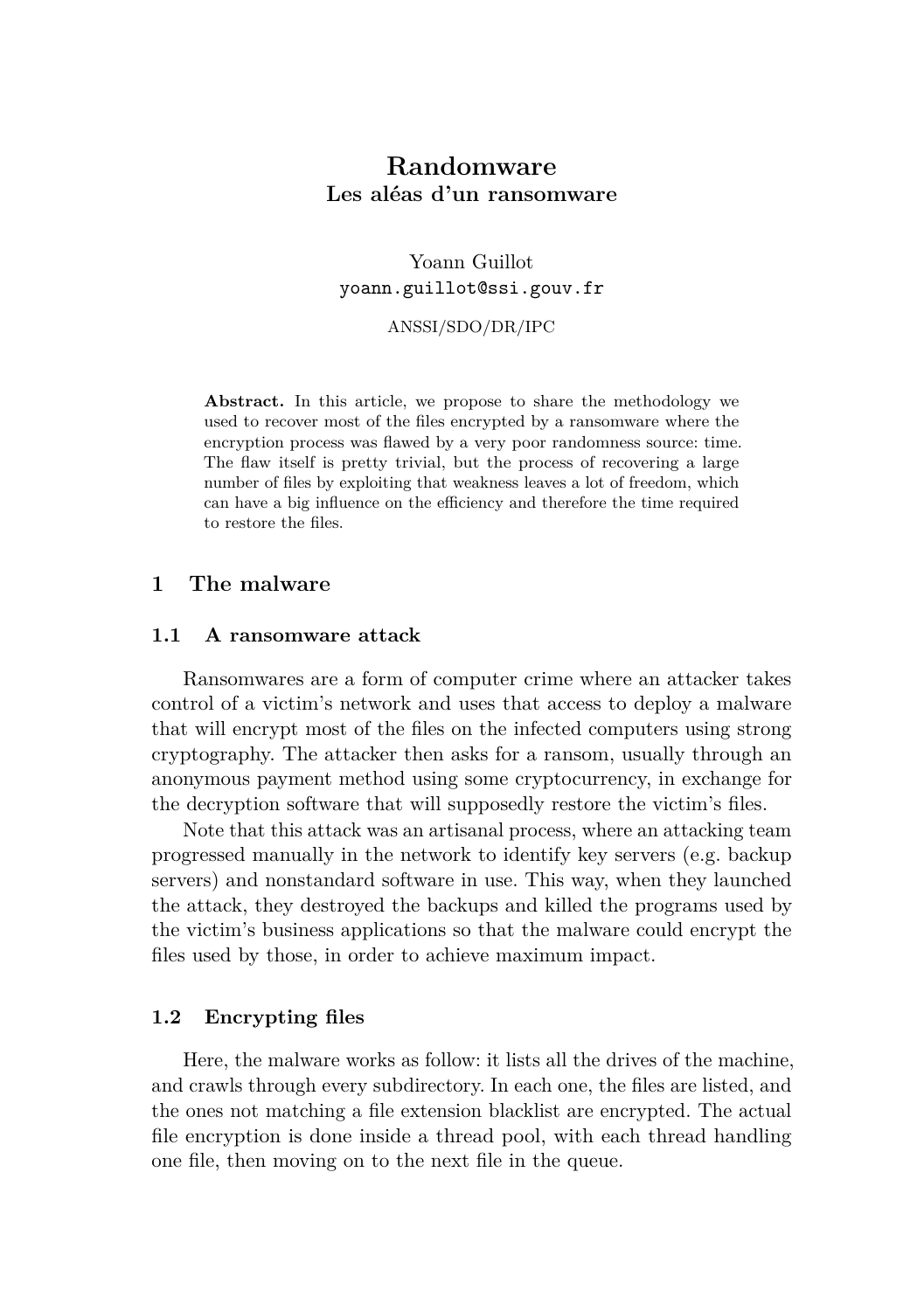# Randomware
## Les aléas d'un ransomware

Yoann Guillot
yoann.guillot@ssi.gouv.fr

ANSSI/SDO/DR/IPC

**Abstract.** In this article, we propose to share the methodology we used to recover most of the files encrypted by a ransomware where the encryption process was flawed by a very poor randomness source: time. The flaw itself is pretty trivial, but the process of recovering a large number of files by exploiting that weakness leaves a lot of freedom, which can have a big influence on the efficiency and therefore the time required to restore the files.

## 1 The malware

### 1.1 A ransomware attack

Ransomwares are a form of computer crime where an attacker takes control of a victim's network and uses that access to deploy a malware that will encrypt most of the files on the infected computers using strong cryptography. The attacker then asks for a ransom, usually through an anonymous payment method using some cryptocurrency, in exchange for the decryption software that will supposedly restore the victim's files.

Note that this attack was an artisanal process, where an attacking team progressed manually in the network to identify key servers (e.g. backup servers) and nonstandard software in use. This way, when they launched the attack, they destroyed the backups and killed the programs used by the victim's business applications so that the malware could encrypt the files used by those, in order to achieve maximum impact.

### 1.2 Encrypting files

Here, the malware works as follow: it lists all the drives of the machine, and crawls through every subdirectory. In each one, the files are listed, and the ones not matching a file extension blacklist are encrypted. The actual file encryption is done inside a thread pool, with each thread handling one file, then moving on to the next file in the queue.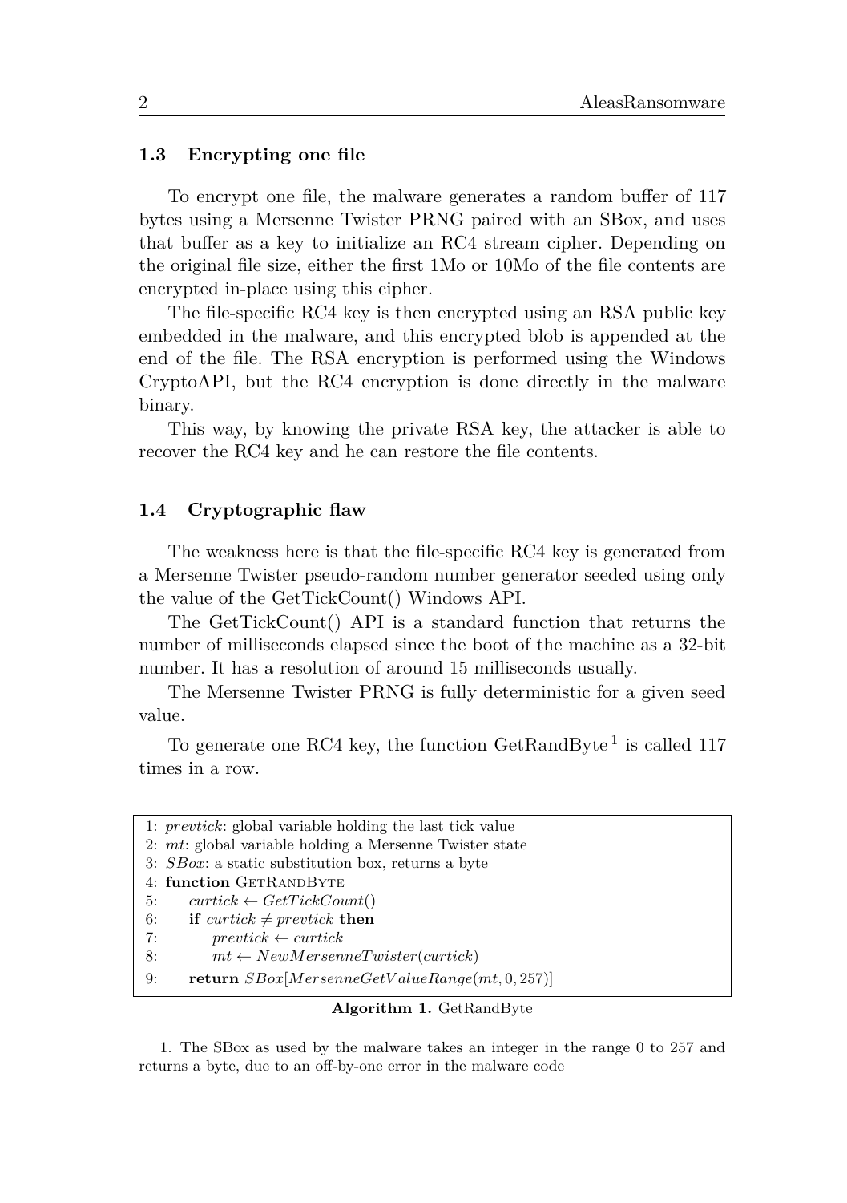### 1.3 Encrypting one file

To encrypt one file, the malware generates a random buffer of 117 bytes using a Mersenne Twister PRNG paired with an SBox, and uses that buffer as a key to initialize an RC4 stream cipher. Depending on the original file size, either the first 1Mo or 10Mo of the file contents are encrypted in-place using this cipher.

The file-specific RC4 key is then encrypted using an RSA public key embedded in the malware, and this encrypted blob is appended at the end of the file. The RSA encryption is performed using the Windows CryptoAPI, but the RC4 encryption is done directly in the malware binary.

This way, by knowing the private RSA key, the attacker is able to recover the RC4 key and he can restore the file contents.

### 1.4 Cryptographic flaw

The weakness here is that the file-specific RC4 key is generated from a Mersenne Twister pseudo-random number generator seeded using only the value of the GetTickCount() Windows API.

The GetTickCount() API is a standard function that returns the number of milliseconds elapsed since the boot of the machine as a 32-bit number. It has a resolution of around 15 milliseconds usually.

The Mersenne Twister PRNG is fully deterministic for a given seed value.

To generate one RC4 key, the function GetRandByte [1] is called 117 times in a row.

```
1: prevtick: global variable holding the last tick value
2: mt: global variable holding a Mersenne Twister state
3: SBox: a static substitution box, returns a byte
4: function GetRandByte
5:     curtick ← GetTickCount()
6:     if curtick ≠ prevtick then
7:         prevtick ← curtick
8:         mt ← NewMersenneTwister(curtick)
9:     return SBox[MersenneGetValueRange(mt, 0, 257)]
```

**Algorithm 1.** GetRandByte

1. The SBox as used by the malware takes an integer in the range 0 to 257 and returns a byte, due to an off-by-one error in the malware code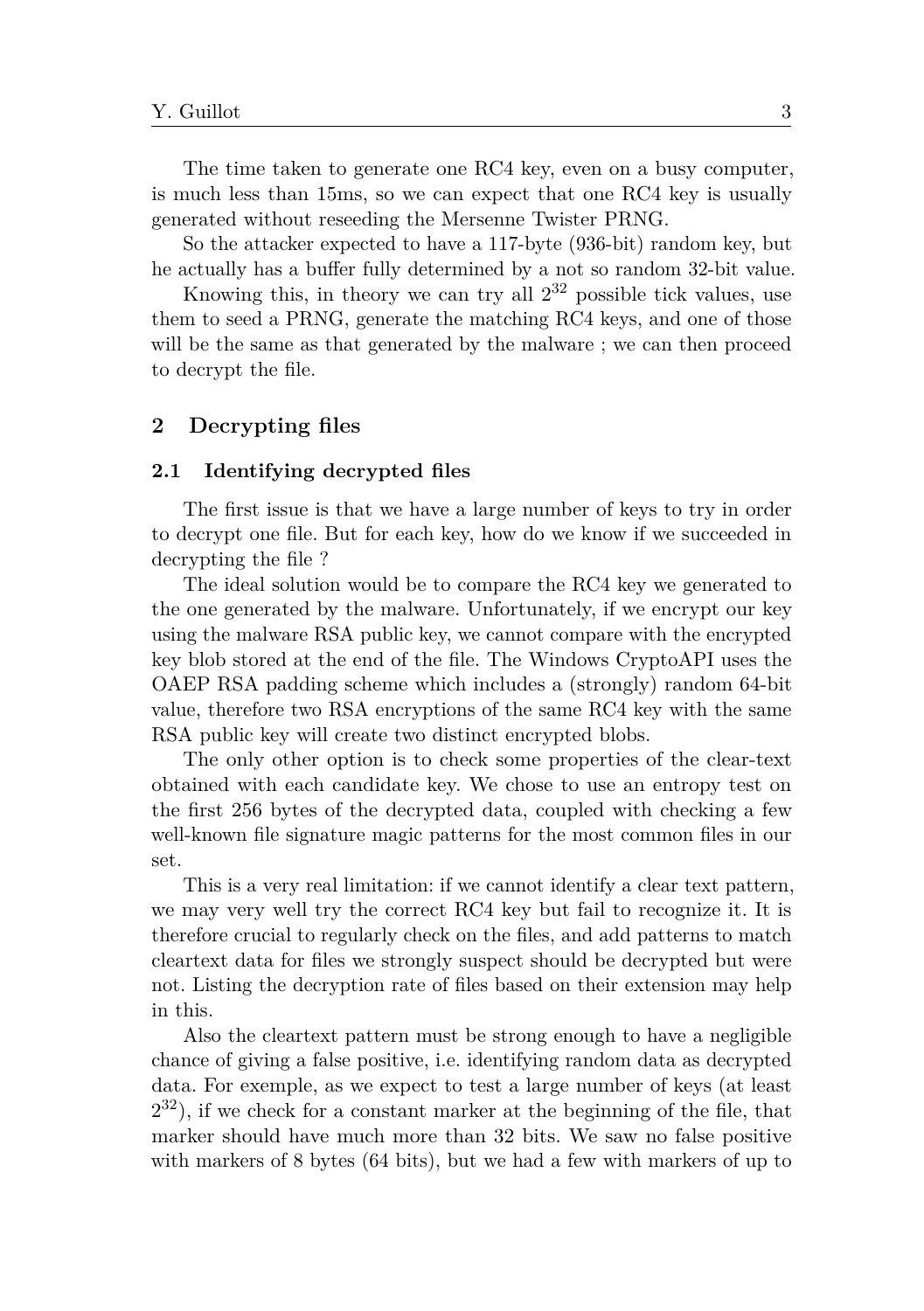The time taken to generate one RC4 key, even on a busy computer, is much less than 15ms, so we can expect that one RC4 key is usually generated without reseeding the Mersenne Twister PRNG.

So the attacker expected to have a 117-byte (936-bit) random key, but he actually has a buffer fully determined by a not so random 32-bit value.

Knowing this, in theory we can try all $2^{32}$ possible tick values, use them to seed a PRNG, generate the matching RC4 keys, and one of those will be the same as that generated by the malware ; we can then proceed to decrypt the file.

## 2 Decrypting files

### 2.1 Identifying decrypted files

The first issue is that we have a large number of keys to try in order to decrypt one file. But for each key, how do we know if we succeeded in decrypting the file ?

The ideal solution would be to compare the RC4 key we generated to the one generated by the malware. Unfortunately, if we encrypt our key using the malware RSA public key, we cannot compare with the encrypted key blob stored at the end of the file. The Windows CryptoAPI uses the OAEP RSA padding scheme which includes a (strongly) random 64-bit value, therefore two RSA encryptions of the same RC4 key with the same RSA public key will create two distinct encrypted blobs.

The only other option is to check some properties of the clear-text obtained with each candidate key. We chose to use an entropy test on the first 256 bytes of the decrypted data, coupled with checking a few well-known file signature magic patterns for the most common files in our set.

This is a very real limitation: if we cannot identify a clear text pattern, we may very well try the correct RC4 key but fail to recognize it. It is therefore crucial to regularly check on the files, and add patterns to match cleartext data for files we strongly suspect should be decrypted but were not. Listing the decryption rate of files based on their extension may help in this.

Also the cleartext pattern must be strong enough to have a negligible chance of giving a false positive, i.e. identifying random data as decrypted data. For exemple, as we expect to test a large number of keys (at least $2^{32}$), if we check for a constant marker at the beginning of the file, that marker should have much more than 32 bits. We saw no false positive with markers of 8 bytes (64 bits), but we had a few with markers of up to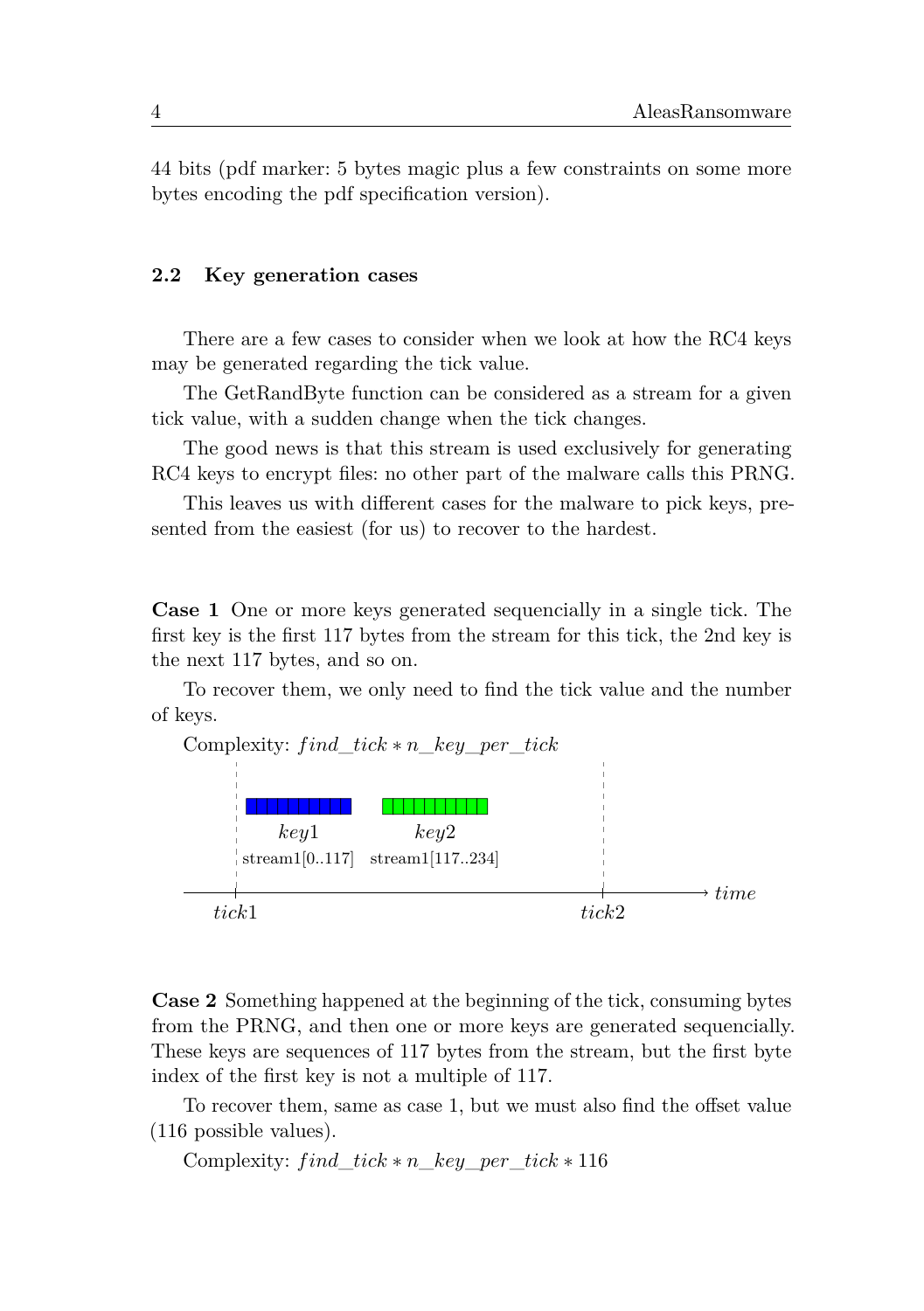44 bits (pdf marker: 5 bytes magic plus a few constraints on some more bytes encoding the pdf specification version).

### 2.2 Key generation cases

There are a few cases to consider when we look at how the RC4 keys may be generated regarding the tick value.

The GetRandByte function can be considered as a stream for a given tick value, with a sudden change when the tick changes.

The good news is that this stream is used exclusively for generating RC4 keys to encrypt files: no other part of the malware calls this PRNG.

This leaves us with different cases for the malware to pick keys, presented from the easiest (for us) to recover to the hardest.

**Case 1** One or more keys generated sequencially in a single tick. The first key is the first 117 bytes from the stream for this tick, the 2nd key is the next 117 bytes, and so on.

To recover them, we only need to find the tick value and the number of keys.

Complexity: $find\_tick * n\_key\_per\_tick$

$key1$ stream1[0..117] $key2$ stream1[117..234] $tick1$ $tick2$ $time$

**Case 2** Something happened at the beginning of the tick, consuming bytes from the PRNG, and then one or more keys are generated sequencially. These keys are sequences of 117 bytes from the stream, but the first byte index of the first key is not a multiple of 117.

To recover them, same as case 1, but we must also find the offset value (116 possible values).

Complexity: $find\_tick * n\_key\_per\_tick * 116$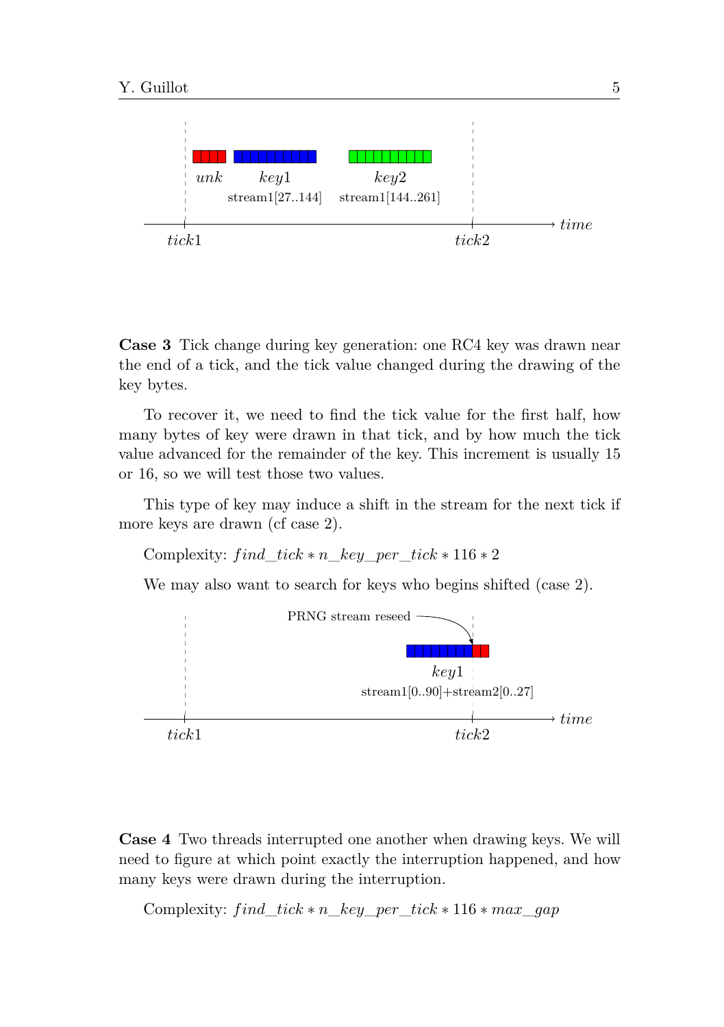**Case 3** Tick change during key generation: one RC4 key was drawn near the end of a tick, and the tick value changed during the drawing of the key bytes.

To recover it, we need to find the tick value for the first half, how many bytes of key were drawn in that tick, and by how much the tick value advanced for the remainder of the key. This increment is usually 15 or 16, so we will test those two values.

This type of key may induce a shift in the stream for the next tick if more keys are drawn (cf case 2).

Complexity: $find\_tick * n\_key\_per\_tick * 116 * 2$

We may also want to search for keys who begins shifted (case 2).

**Case 4** Two threads interrupted one another when drawing keys. We will need to figure at which point exactly the interruption happened, and how many keys were drawn during the interruption.

Complexity: $find\_tick * n\_key\_per\_tick * 116 * max\_gap$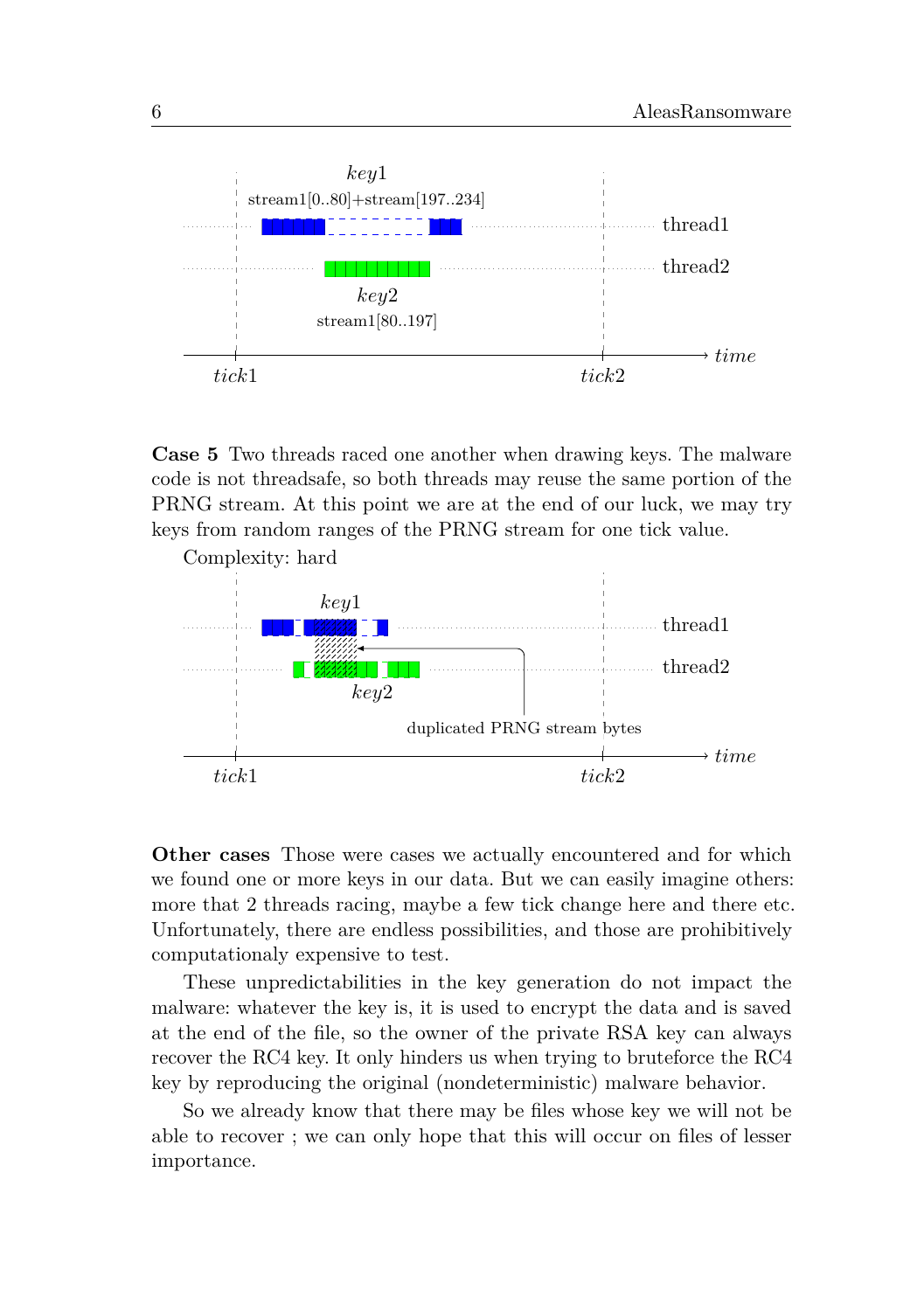key1

stream1[0..80]+stream[197..234]

thread1

thread2

key2

stream1[80..197]

tick1 tick2 time

**Case 5** Two threads raced one another when drawing keys. The malware code is not threadsafe, so both threads may reuse the same portion of the PRNG stream. At this point we are at the end of our luck, we may try keys from random ranges of the PRNG stream for one tick value.

Complexity: hard

key1

thread1

thread2

key2

duplicated PRNG stream bytes

tick1 tick2 time

**Other cases** Those were cases we actually encountered and for which we found one or more keys in our data. But we can easily imagine others: more that 2 threads racing, maybe a few tick change here and there etc. Unfortunately, there are endless possibilities, and those are prohibitively computationaly expensive to test.

These unpredictabilities in the key generation do not impact the malware: whatever the key is, it is used to encrypt the data and is saved at the end of the file, so the owner of the private RSA key can always recover the RC4 key. It only hinders us when trying to bruteforce the RC4 key by reproducing the original (nondeterministic) malware behavior.

So we already know that there may be files whose key we will not be able to recover ; we can only hope that this will occur on files of lesser importance.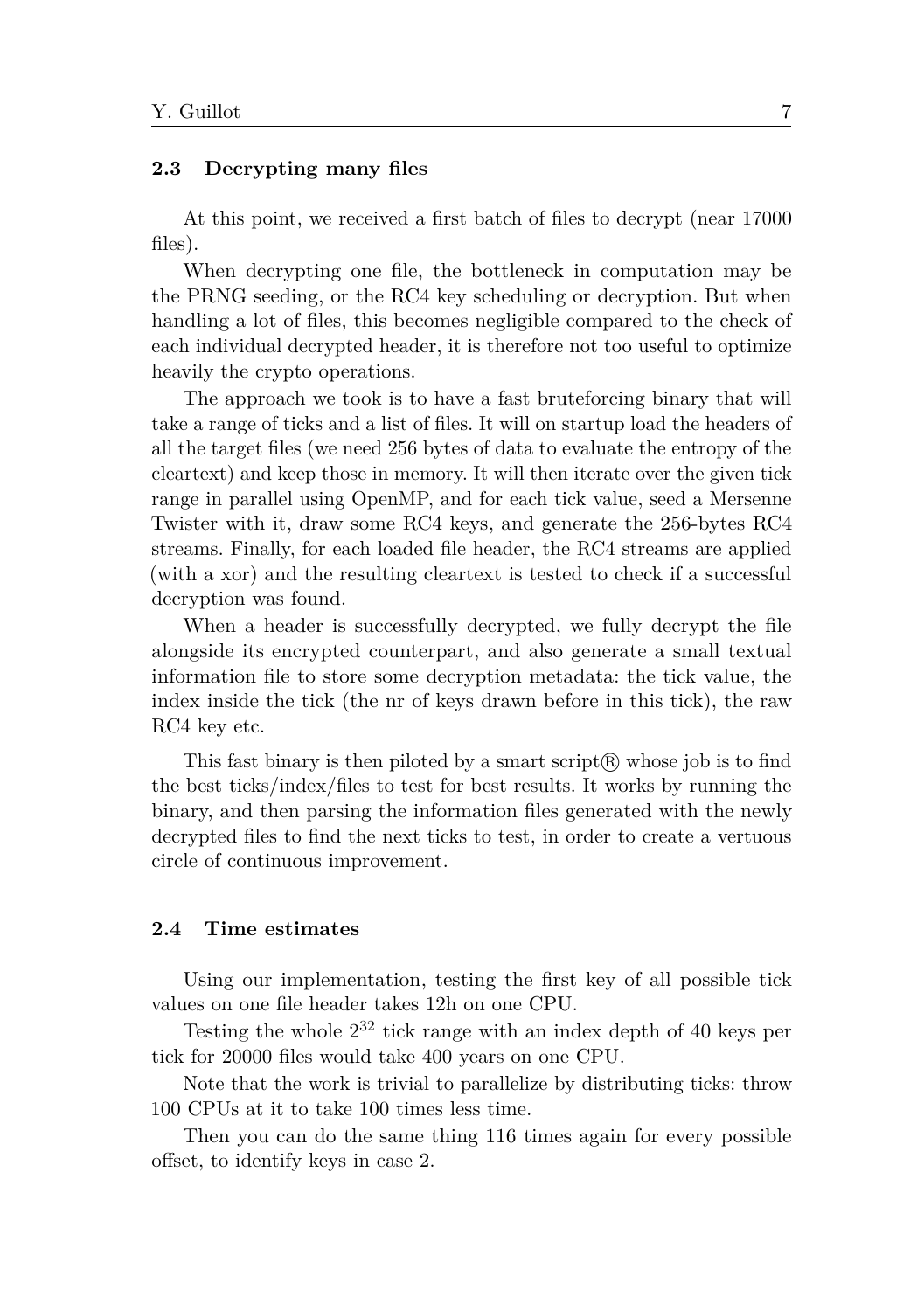### 2.3 Decrypting many files

At this point, we received a first batch of files to decrypt (near 17000 files).

When decrypting one file, the bottleneck in computation may be the PRNG seeding, or the RC4 key scheduling or decryption. But when handling a lot of files, this becomes negligible compared to the check of each individual decrypted header, it is therefore not too useful to optimize heavily the crypto operations.

The approach we took is to have a fast bruteforcing binary that will take a range of ticks and a list of files. It will on startup load the headers of all the target files (we need 256 bytes of data to evaluate the entropy of the cleartext) and keep those in memory. It will then iterate over the given tick range in parallel using OpenMP, and for each tick value, seed a Mersenne Twister with it, draw some RC4 keys, and generate the 256-bytes RC4 streams. Finally, for each loaded file header, the RC4 streams are applied (with a xor) and the resulting cleartext is tested to check if a successful decryption was found.

When a header is successfully decrypted, we fully decrypt the file alongside its encrypted counterpart, and also generate a small textual information file to store some decryption metadata: the tick value, the index inside the tick (the nr of keys drawn before in this tick), the raw RC4 key etc.

This fast binary is then piloted by a smart script® whose job is to find the best ticks/index/files to test for best results. It works by running the binary, and then parsing the information files generated with the newly decrypted files to find the next ticks to test, in order to create a vertuous circle of continuous improvement.

### 2.4 Time estimates

Using our implementation, testing the first key of all possible tick values on one file header takes 12h on one CPU.

Testing the whole $2^{32}$ tick range with an index depth of 40 keys per tick for 20000 files would take 400 years on one CPU.

Note that the work is trivial to parallelize by distributing ticks: throw 100 CPUs at it to take 100 times less time.

Then you can do the same thing 116 times again for every possible offset, to identify keys in case 2.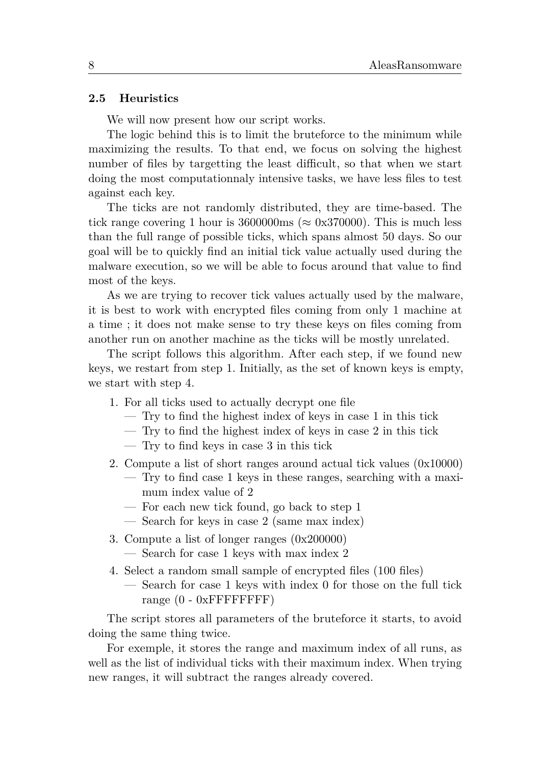### 2.5 Heuristics

We will now present how our script works.

The logic behind this is to limit the bruteforce to the minimum while maximizing the results. To that end, we focus on solving the highest number of files by targetting the least difficult, so that when we start doing the most computationnaly intensive tasks, we have less files to test against each key.

The ticks are not randomly distributed, they are time-based. The tick range covering 1 hour is 3600000ms ($\approx$ 0x370000). This is much less than the full range of possible ticks, which spans almost 50 days. So our goal will be to quickly find an initial tick value actually used during the malware execution, so we will be able to focus around that value to find most of the keys.

As we are trying to recover tick values actually used by the malware, it is best to work with encrypted files coming from only 1 machine at a time ; it does not make sense to try these keys on files coming from another run on another machine as the ticks will be mostly unrelated.

The script follows this algorithm. After each step, if we found new keys, we restart from step 1. Initially, as the set of known keys is empty, we start with step 4.

1. For all ticks used to actually decrypt one file
   - Try to find the highest index of keys in case 1 in this tick
   - Try to find the highest index of keys in case 2 in this tick
   - Try to find keys in case 3 in this tick
2. Compute a list of short ranges around actual tick values (0x10000)
   - Try to find case 1 keys in these ranges, searching with a maximum index value of 2
   - For each new tick found, go back to step 1
   - Search for keys in case 2 (same max index)
3. Compute a list of longer ranges (0x200000)
   - Search for case 1 keys with max index 2
4. Select a random small sample of encrypted files (100 files)
   - Search for case 1 keys with index 0 for those on the full tick range (0 - 0xFFFFFFFF)

The script stores all parameters of the bruteforce it starts, to avoid doing the same thing twice.

For exemple, it stores the range and maximum index of all runs, as well as the list of individual ticks with their maximum index. When trying new ranges, it will subtract the ranges already covered.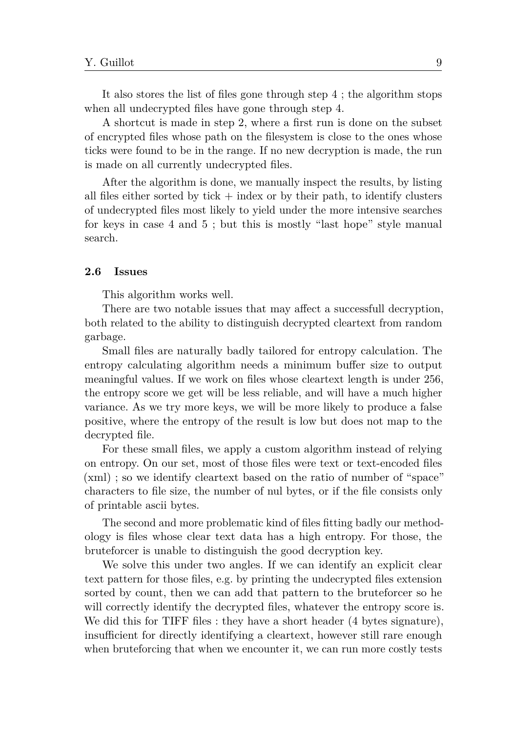It also stores the list of files gone through step 4 ; the algorithm stops when all undecrypted files have gone through step 4.

A shortcut is made in step 2, where a first run is done on the subset of encrypted files whose path on the filesystem is close to the ones whose ticks were found to be in the range. If no new decryption is made, the run is made on all currently undecrypted files.

After the algorithm is done, we manually inspect the results, by listing all files either sorted by tick + index or by their path, to identify clusters of undecrypted files most likely to yield under the more intensive searches for keys in case 4 and 5 ; but this is mostly "last hope" style manual search.

### 2.6 Issues

This algorithm works well.

There are two notable issues that may affect a successfull decryption, both related to the ability to distinguish decrypted cleartext from random garbage.

Small files are naturally badly tailored for entropy calculation. The entropy calculating algorithm needs a minimum buffer size to output meaningful values. If we work on files whose cleartext length is under 256, the entropy score we get will be less reliable, and will have a much higher variance. As we try more keys, we will be more likely to produce a false positive, where the entropy of the result is low but does not map to the decrypted file.

For these small files, we apply a custom algorithm instead of relying on entropy. On our set, most of those files were text or text-encoded files (xml) ; so we identify cleartext based on the ratio of number of "space" characters to file size, the number of nul bytes, or if the file consists only of printable ascii bytes.

The second and more problematic kind of files fitting badly our methodology is files whose clear text data has a high entropy. For those, the bruteforcer is unable to distinguish the good decryption key.

We solve this under two angles. If we can identify an explicit clear text pattern for those files, e.g. by printing the undecrypted files extension sorted by count, then we can add that pattern to the bruteforcer so he will correctly identify the decrypted files, whatever the entropy score is. We did this for TIFF files : they have a short header (4 bytes signature), insufficient for directly identifying a cleartext, however still rare enough when bruteforcing that when we encounter it, we can run more costly tests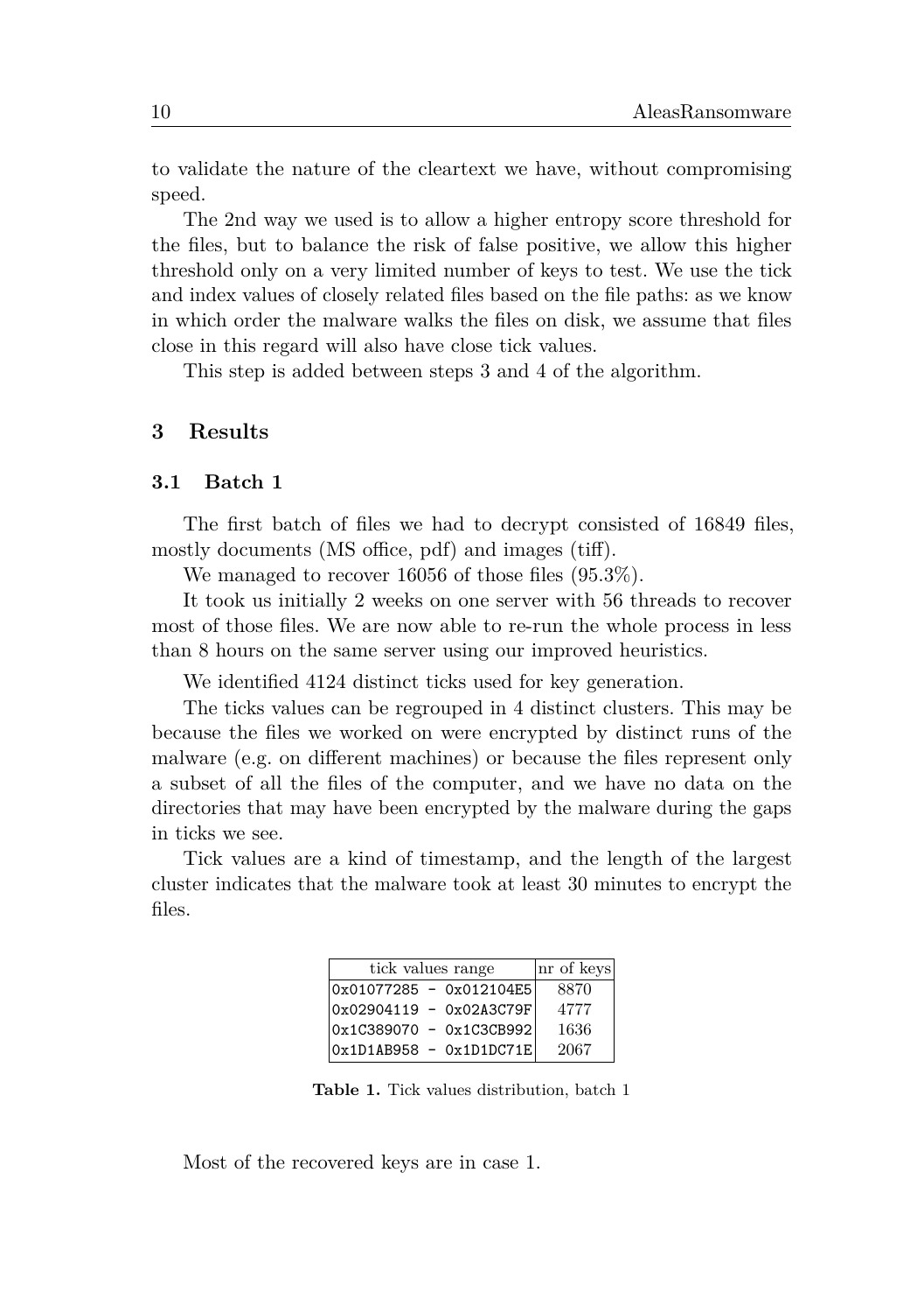to validate the nature of the cleartext we have, without compromising speed.

The 2nd way we used is to allow a higher entropy score threshold for the files, but to balance the risk of false positive, we allow this higher threshold only on a very limited number of keys to test. We use the tick and index values of closely related files based on the file paths: as we know in which order the malware walks the files on disk, we assume that files close in this regard will also have close tick values.

This step is added between steps 3 and 4 of the algorithm.

## 3 Results

### 3.1 Batch 1

The first batch of files we had to decrypt consisted of 16849 files, mostly documents (MS office, pdf) and images (tiff).

We managed to recover 16056 of those files (95.3%).

It took us initially 2 weeks on one server with 56 threads to recover most of those files. We are now able to re-run the whole process in less than 8 hours on the same server using our improved heuristics.

We identified 4124 distinct ticks used for key generation.

The ticks values can be regrouped in 4 distinct clusters. This may be because the files we worked on were encrypted by distinct runs of the malware (e.g. on different machines) or because the files represent only a subset of all the files of the computer, and we have no data on the directories that may have been encrypted by the malware during the gaps in ticks we see.

Tick values are a kind of timestamp, and the length of the largest cluster indicates that the malware took at least 30 minutes to encrypt the files.

| tick values range | nr of keys |
|---|---|
| `0x01077285 - 0x012104E5` | 8870 |
| `0x02904119 - 0x02A3C79F` | 4777 |
| `0x1C389070 - 0x1C3CB992` | 1636 |
| `0x1D1AB958 - 0x1D1DC71E` | 2067 |

**Table 1.** Tick values distribution, batch 1

Most of the recovered keys are in case 1.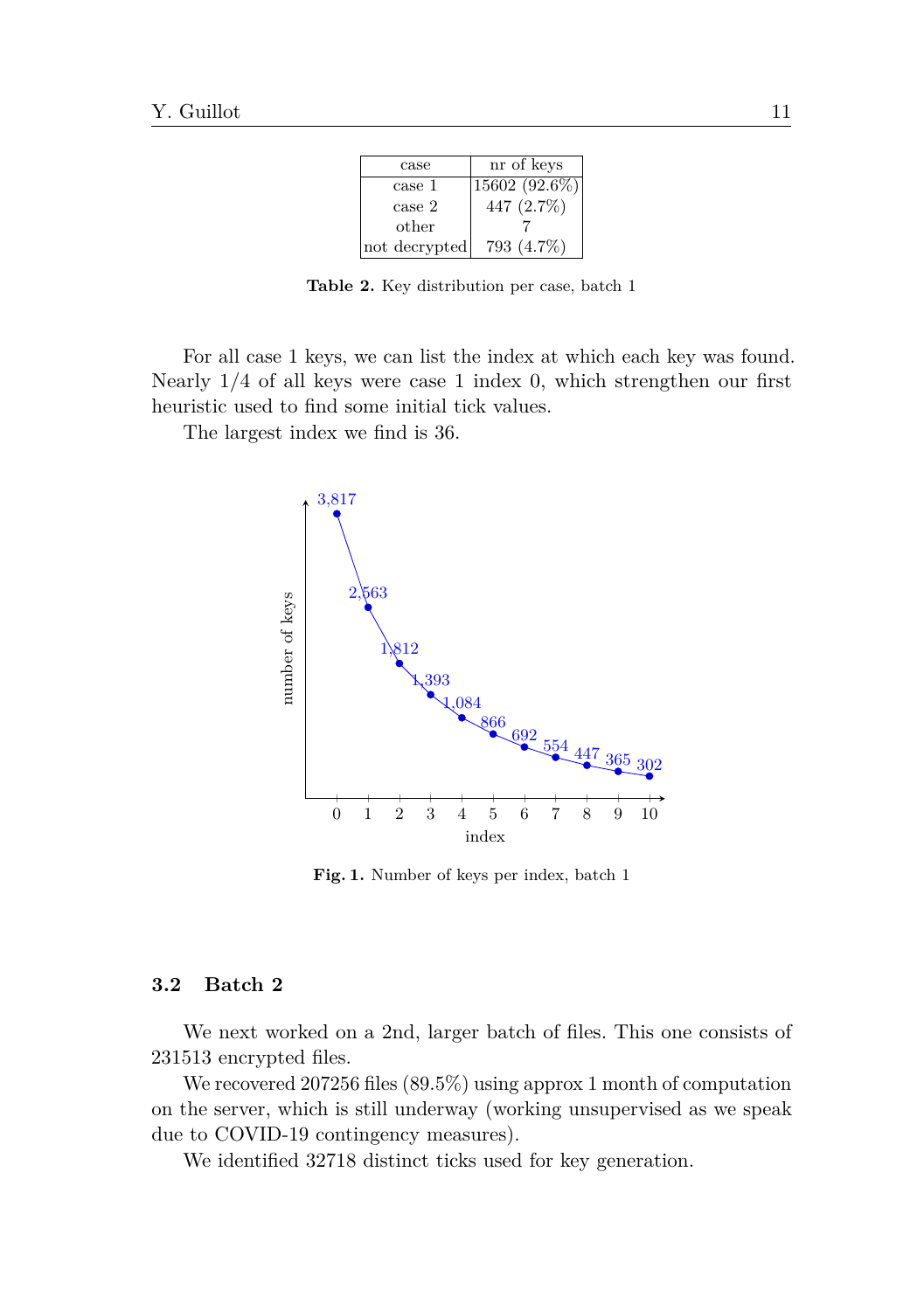| case | nr of keys |
|---|---|
| case 1 | 15602 (92.6%) |
| case 2 | 447 (2.7%) |
| other | 7 |
| not decrypted | 793 (4.7%) |

**Table 2.** Key distribution per case, batch 1

For all case 1 keys, we can list the index at which each key was found. Nearly 1/4 of all keys were case 1 index 0, which strengthen our first heuristic used to find some initial tick values.

The largest index we find is 36.

| index | number of keys |
|---|---|
| 0 | 3,817 |
| 1 | 2,563 |
| 2 | 1,812 |
| 3 | 1,393 |
| 4 | 1,084 |
| 5 | 866 |
| 6 | 692 |
| 7 | 554 |
| 8 | 447 |
| 9 | 365 |
| 10 | 302 |

**Fig. 1.** Number of keys per index, batch 1

### 3.2 Batch 2

We next worked on a 2nd, larger batch of files. This one consists of 231513 encrypted files.

We recovered 207256 files (89.5%) using approx 1 month of computation on the server, which is still underway (working unsupervised as we speak due to COVID-19 contingency measures).

We identified 32718 distinct ticks used for key generation.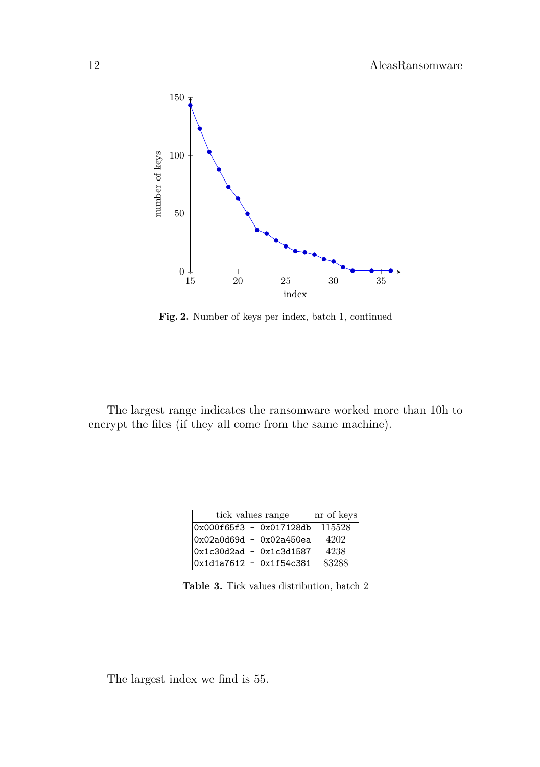**Fig. 2.** Number of keys per index, batch 1, continued

The largest range indicates the ransomware worked more than 10h to encrypt the files (if they all come from the same machine).

| tick values range | nr of keys |
|---|---|
| 0x000f65f3 - 0x017128db | 115528 |
| 0x02a0d69d - 0x02a450ea | 4202 |
| 0x1c30d2ad - 0x1c3d1587 | 4238 |
| 0x1d1a7612 - 0x1f54c381 | 83288 |

**Table 3.** Tick values distribution, batch 2

The largest index we find is 55.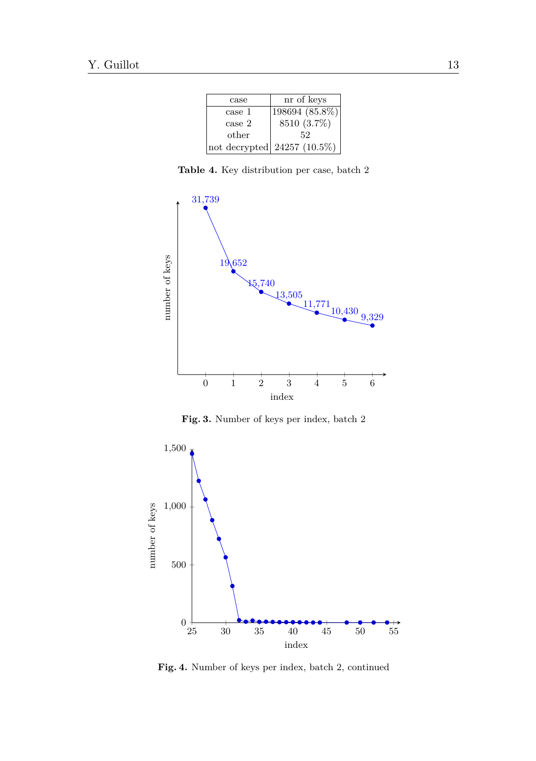| case | nr of keys |
|---|---|
| case 1 | 198694 (85.8%) |
| case 2 | 8510 (3.7%) |
| other | 52 |
| not decrypted | 24257 (10.5%) |

**Table 4.** Key distribution per case, batch 2

**Fig. 3.** Number of keys per index, batch 2

**Fig. 4.** Number of keys per index, batch 2, continued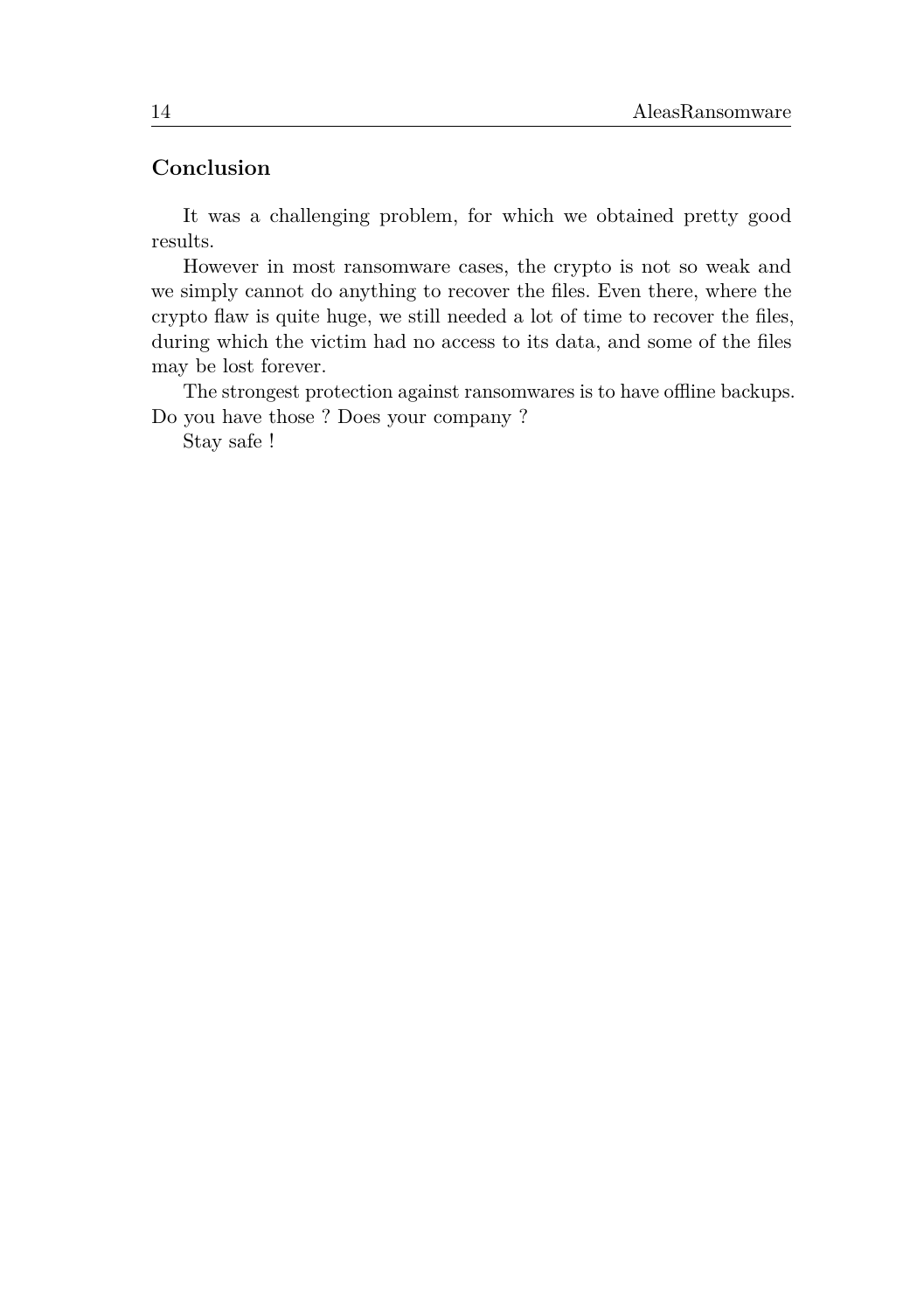## Conclusion

It was a challenging problem, for which we obtained pretty good results.

However in most ransomware cases, the crypto is not so weak and we simply cannot do anything to recover the files. Even there, where the crypto flaw is quite huge, we still needed a lot of time to recover the files, during which the victim had no access to its data, and some of the files may be lost forever.

The strongest protection against ransomwares is to have offline backups. Do you have those ? Does your company ?

Stay safe !